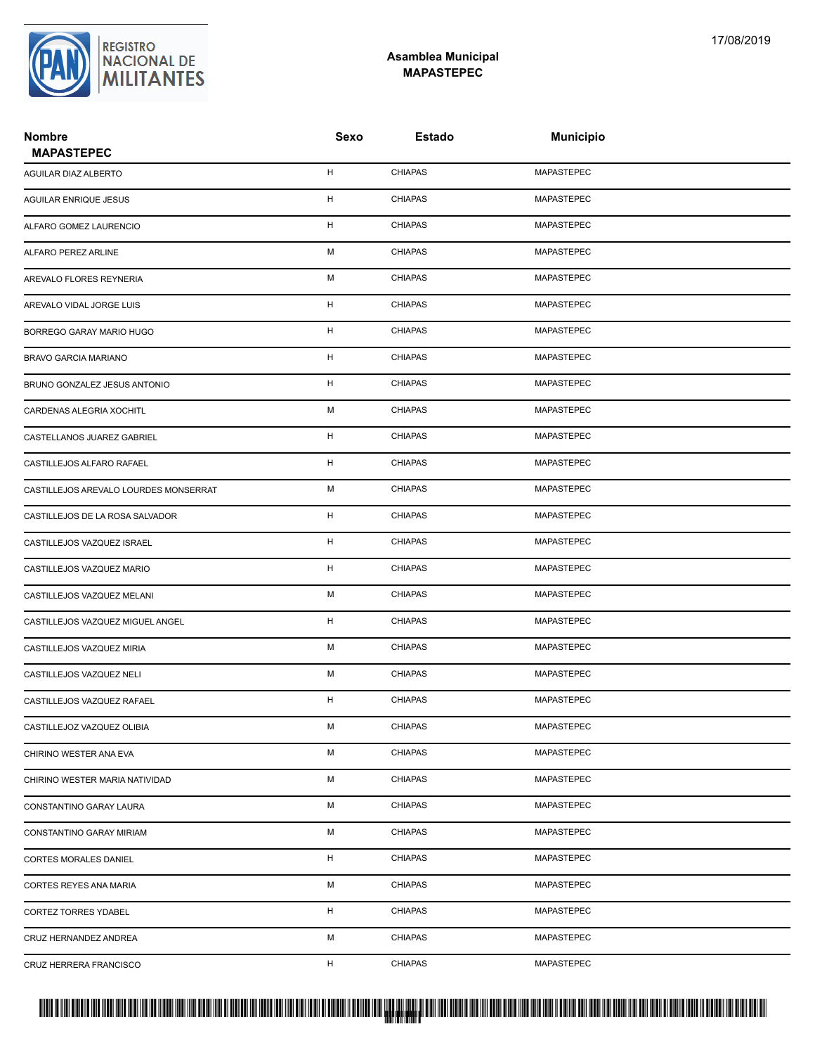**REGISTRO NACIONAL DE MILITANTES**

17/08/2019

## Asamblea Municipal
## MAPASTEPEC

| Nombre MAPASTEPEC | Sexo | Estado | Municipio |
|---|---|---|---|
| AGUILAR DIAZ ALBERTO | H | CHIAPAS | MAPASTEPEC |
| AGUILAR ENRIQUE JESUS | H | CHIAPAS | MAPASTEPEC |
| ALFARO GOMEZ LAURENCIO | H | CHIAPAS | MAPASTEPEC |
| ALFARO PEREZ ARLINE | M | CHIAPAS | MAPASTEPEC |
| AREVALO FLORES REYNERIA | M | CHIAPAS | MAPASTEPEC |
| AREVALO VIDAL JORGE LUIS | H | CHIAPAS | MAPASTEPEC |
| BORREGO GARAY MARIO HUGO | H | CHIAPAS | MAPASTEPEC |
| BRAVO GARCIA MARIANO | H | CHIAPAS | MAPASTEPEC |
| BRUNO GONZALEZ JESUS ANTONIO | H | CHIAPAS | MAPASTEPEC |
| CARDENAS ALEGRIA XOCHITL | M | CHIAPAS | MAPASTEPEC |
| CASTELLANOS JUAREZ GABRIEL | H | CHIAPAS | MAPASTEPEC |
| CASTILLEJOS ALFARO RAFAEL | H | CHIAPAS | MAPASTEPEC |
| CASTILLEJOS AREVALO LOURDES MONSERRAT | M | CHIAPAS | MAPASTEPEC |
| CASTILLEJOS DE LA ROSA SALVADOR | H | CHIAPAS | MAPASTEPEC |
| CASTILLEJOS VAZQUEZ ISRAEL | H | CHIAPAS | MAPASTEPEC |
| CASTILLEJOS VAZQUEZ MARIO | H | CHIAPAS | MAPASTEPEC |
| CASTILLEJOS VAZQUEZ MELANI | M | CHIAPAS | MAPASTEPEC |
| CASTILLEJOS VAZQUEZ MIGUEL ANGEL | H | CHIAPAS | MAPASTEPEC |
| CASTILLEJOS VAZQUEZ MIRIA | M | CHIAPAS | MAPASTEPEC |
| CASTILLEJOS VAZQUEZ NELI | M | CHIAPAS | MAPASTEPEC |
| CASTILLEJOS VAZQUEZ RAFAEL | H | CHIAPAS | MAPASTEPEC |
| CASTILLEJOZ VAZQUEZ OLIBIA | M | CHIAPAS | MAPASTEPEC |
| CHIRINO WESTER ANA EVA | M | CHIAPAS | MAPASTEPEC |
| CHIRINO WESTER MARIA NATIVIDAD | M | CHIAPAS | MAPASTEPEC |
| CONSTANTINO GARAY LAURA | M | CHIAPAS | MAPASTEPEC |
| CONSTANTINO GARAY MIRIAM | M | CHIAPAS | MAPASTEPEC |
| CORTES MORALES DANIEL | H | CHIAPAS | MAPASTEPEC |
| CORTES REYES ANA MARIA | M | CHIAPAS | MAPASTEPEC |
| CORTEZ TORRES YDABEL | H | CHIAPAS | MAPASTEPEC |
| CRUZ HERNANDEZ ANDREA | M | CHIAPAS | MAPASTEPEC |
| CRUZ HERRERA FRANCISCO | H | CHIAPAS | MAPASTEPEC |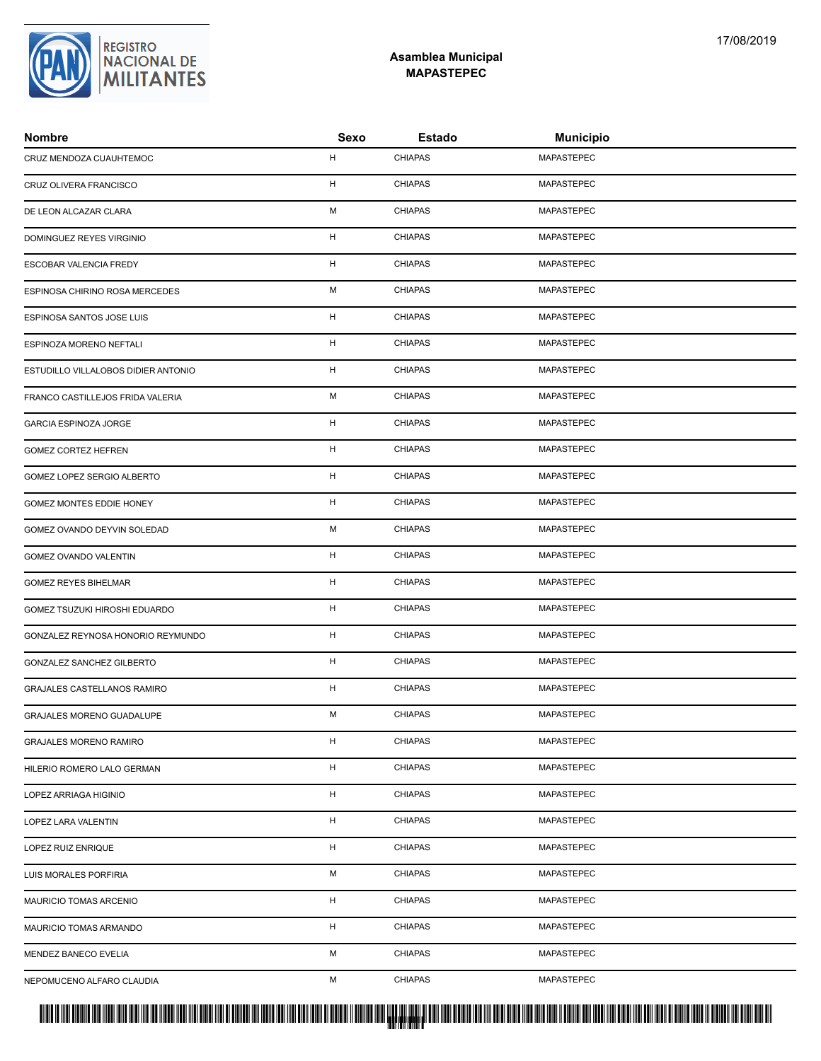**Asamblea Municipal**
**MAPASTEPEC**

| Nombre | Sexo | Estado | Municipio |
|---|---|---|---|
| CRUZ MENDOZA CUAUHTEMOC | H | CHIAPAS | MAPASTEPEC |
| CRUZ OLIVERA FRANCISCO | H | CHIAPAS | MAPASTEPEC |
| DE LEON ALCAZAR CLARA | M | CHIAPAS | MAPASTEPEC |
| DOMINGUEZ REYES VIRGINIO | H | CHIAPAS | MAPASTEPEC |
| ESCOBAR VALENCIA FREDY | H | CHIAPAS | MAPASTEPEC |
| ESPINOSA CHIRINO ROSA MERCEDES | M | CHIAPAS | MAPASTEPEC |
| ESPINOSA SANTOS JOSE LUIS | H | CHIAPAS | MAPASTEPEC |
| ESPINOZA MORENO NEFTALI | H | CHIAPAS | MAPASTEPEC |
| ESTUDILLO VILLALOBOS DIDIER ANTONIO | H | CHIAPAS | MAPASTEPEC |
| FRANCO CASTILLEJOS FRIDA VALERIA | M | CHIAPAS | MAPASTEPEC |
| GARCIA ESPINOZA JORGE | H | CHIAPAS | MAPASTEPEC |
| GOMEZ CORTEZ HEFREN | H | CHIAPAS | MAPASTEPEC |
| GOMEZ LOPEZ SERGIO ALBERTO | H | CHIAPAS | MAPASTEPEC |
| GOMEZ MONTES EDDIE HONEY | H | CHIAPAS | MAPASTEPEC |
| GOMEZ OVANDO DEYVIN SOLEDAD | M | CHIAPAS | MAPASTEPEC |
| GOMEZ OVANDO VALENTIN | H | CHIAPAS | MAPASTEPEC |
| GOMEZ REYES BIHELMAR | H | CHIAPAS | MAPASTEPEC |
| GOMEZ TSUZUKI HIROSHI EDUARDO | H | CHIAPAS | MAPASTEPEC |
| GONZALEZ REYNOSA HONORIO REYMUNDO | H | CHIAPAS | MAPASTEPEC |
| GONZALEZ SANCHEZ GILBERTO | H | CHIAPAS | MAPASTEPEC |
| GRAJALES CASTELLANOS RAMIRO | H | CHIAPAS | MAPASTEPEC |
| GRAJALES MORENO GUADALUPE | M | CHIAPAS | MAPASTEPEC |
| GRAJALES MORENO RAMIRO | H | CHIAPAS | MAPASTEPEC |
| HILERIO ROMERO LALO GERMAN | H | CHIAPAS | MAPASTEPEC |
| LOPEZ ARRIAGA HIGINIO | H | CHIAPAS | MAPASTEPEC |
| LOPEZ LARA VALENTIN | H | CHIAPAS | MAPASTEPEC |
| LOPEZ RUIZ ENRIQUE | H | CHIAPAS | MAPASTEPEC |
| LUIS MORALES PORFIRIA | M | CHIAPAS | MAPASTEPEC |
| MAURICIO TOMAS ARCENIO | H | CHIAPAS | MAPASTEPEC |
| MAURICIO TOMAS ARMANDO | H | CHIAPAS | MAPASTEPEC |
| MENDEZ BANECO EVELIA | M | CHIAPAS | MAPASTEPEC |
| NEPOMUCENO ALFARO CLAUDIA | M | CHIAPAS | MAPASTEPEC |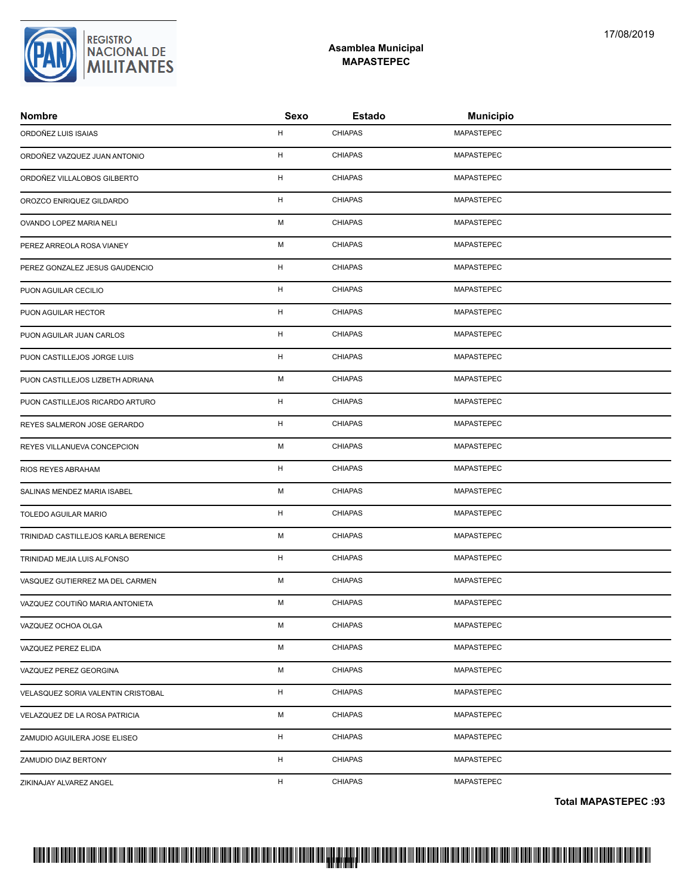**Asamblea Municipal**
**MAPASTEPEC**

17/08/2019

| Nombre | Sexo | Estado | Municipio |
|---|---|---|---|
| ORDOÑEZ LUIS ISAIAS | H | CHIAPAS | MAPASTEPEC |
| ORDOÑEZ VAZQUEZ JUAN ANTONIO | H | CHIAPAS | MAPASTEPEC |
| ORDOÑEZ VILLALOBOS GILBERTO | H | CHIAPAS | MAPASTEPEC |
| OROZCO ENRIQUEZ GILDARDO | H | CHIAPAS | MAPASTEPEC |
| OVANDO LOPEZ MARIA NELI | M | CHIAPAS | MAPASTEPEC |
| PEREZ ARREOLA ROSA VIANEY | M | CHIAPAS | MAPASTEPEC |
| PEREZ GONZALEZ JESUS GAUDENCIO | H | CHIAPAS | MAPASTEPEC |
| PUON AGUILAR CECILIO | H | CHIAPAS | MAPASTEPEC |
| PUON AGUILAR HECTOR | H | CHIAPAS | MAPASTEPEC |
| PUON AGUILAR JUAN CARLOS | H | CHIAPAS | MAPASTEPEC |
| PUON CASTILLEJOS JORGE LUIS | H | CHIAPAS | MAPASTEPEC |
| PUON CASTILLEJOS LIZBETH ADRIANA | M | CHIAPAS | MAPASTEPEC |
| PUON CASTILLEJOS RICARDO ARTURO | H | CHIAPAS | MAPASTEPEC |
| REYES SALMERON JOSE GERARDO | H | CHIAPAS | MAPASTEPEC |
| REYES VILLANUEVA CONCEPCION | M | CHIAPAS | MAPASTEPEC |
| RIOS REYES ABRAHAM | H | CHIAPAS | MAPASTEPEC |
| SALINAS MENDEZ MARIA ISABEL | M | CHIAPAS | MAPASTEPEC |
| TOLEDO AGUILAR MARIO | H | CHIAPAS | MAPASTEPEC |
| TRINIDAD CASTILLEJOS KARLA BERENICE | M | CHIAPAS | MAPASTEPEC |
| TRINIDAD MEJIA LUIS ALFONSO | H | CHIAPAS | MAPASTEPEC |
| VASQUEZ GUTIERREZ MA DEL CARMEN | M | CHIAPAS | MAPASTEPEC |
| VAZQUEZ COUTIÑO MARIA ANTONIETA | M | CHIAPAS | MAPASTEPEC |
| VAZQUEZ OCHOA OLGA | M | CHIAPAS | MAPASTEPEC |
| VAZQUEZ PEREZ ELIDA | M | CHIAPAS | MAPASTEPEC |
| VAZQUEZ PEREZ GEORGINA | M | CHIAPAS | MAPASTEPEC |
| VELASQUEZ SORIA VALENTIN CRISTOBAL | H | CHIAPAS | MAPASTEPEC |
| VELAZQUEZ DE LA ROSA PATRICIA | M | CHIAPAS | MAPASTEPEC |
| ZAMUDIO AGUILERA JOSE ELISEO | H | CHIAPAS | MAPASTEPEC |
| ZAMUDIO DIAZ BERTONY | H | CHIAPAS | MAPASTEPEC |
| ZIKINAJAY ALVAREZ ANGEL | H | CHIAPAS | MAPASTEPEC |

**Total MAPASTEPEC :93**